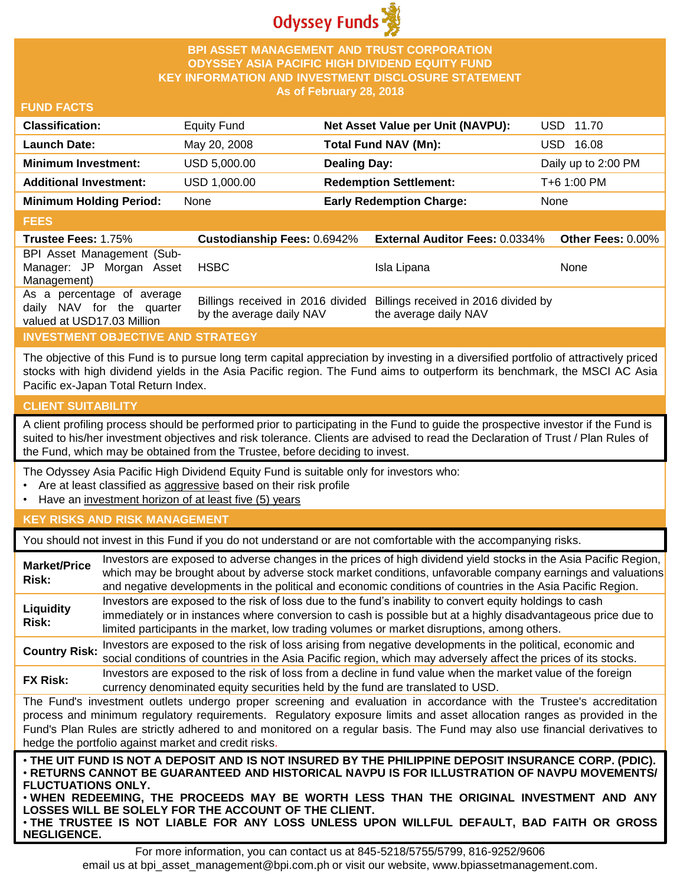Odyssey Funds

# BPI ASSET MANAGEMENT AND TRUST CORPORATION
# ODYSSEY ASIA PACIFIC HIGH DIVIDEND EQUITY FUND
## KEY INFORMATION AND INVESTMENT DISCLOSURE STATEMENT
### As of February 28, 2018

## FUND FACTS

| | | | |
|---|---|---|---|
| **Classification:** | Equity Fund | **Net Asset Value per Unit (NAVPU):** | USD 11.70 |
| **Launch Date:** | May 20, 2008 | **Total Fund NAV (Mn):** | USD 16.08 |
| **Minimum Investment:** | USD 5,000.00 | **Dealing Day:** | Daily up to 2:00 PM |
| **Additional Investment:** | USD 1,000.00 | **Redemption Settlement:** | T+6 1:00 PM |
| **Minimum Holding Period:** | None | **Early Redemption Charge:** | None |

## FEES

| **Trustee Fees:** 1.75% | **Custodianship Fees:** 0.6942% | **External Auditor Fees:** 0.0334% | **Other Fees:** 0.00% |
|---|---|---|---|
| BPI Asset Management (Sub-Manager: JP Morgan Asset Management) | HSBC | Isla Lipana | None |
| As a percentage of average daily NAV for the quarter valued at USD17.03 Million | Billings received in 2016 divided by the average daily NAV | Billings received in 2016 divided by the average daily NAV | |

## INVESTMENT OBJECTIVE AND STRATEGY

The objective of this Fund is to pursue long term capital appreciation by investing in a diversified portfolio of attractively priced stocks with high dividend yields in the Asia Pacific region. The Fund aims to outperform its benchmark, the MSCI AC Asia Pacific ex-Japan Total Return Index.

## CLIENT SUITABILITY

A client profiling process should be performed prior to participating in the Fund to guide the prospective investor if the Fund is suited to his/her investment objectives and risk tolerance. Clients are advised to read the Declaration of Trust / Plan Rules of the Fund, which may be obtained from the Trustee, before deciding to invest.

The Odyssey Asia Pacific High Dividend Equity Fund is suitable only for investors who:

- Are at least classified as aggressive based on their risk profile
- Have an investment horizon of at least five (5) years

## KEY RISKS AND RISK MANAGEMENT

You should not invest in this Fund if you do not understand or are not comfortable with the accompanying risks.

| | |
|---|---|
| **Market/Price Risk:** | Investors are exposed to adverse changes in the prices of high dividend yield stocks in the Asia Pacific Region, which may be brought about by adverse stock market conditions, unfavorable company earnings and valuations and negative developments in the political and economic conditions of countries in the Asia Pacific Region. |
| **Liquidity Risk:** | Investors are exposed to the risk of loss due to the fund's inability to convert equity holdings to cash immediately or in instances where conversion to cash is possible but at a highly disadvantageous price due to limited participants in the market, low trading volumes or market disruptions, among others. |
| **Country Risk:** | Investors are exposed to the risk of loss arising from negative developments in the political, economic and social conditions of countries in the Asia Pacific region, which may adversely affect the prices of its stocks. |
| **FX Risk:** | Investors are exposed to the risk of loss from a decline in fund value when the market value of the foreign currency denominated equity securities held by the fund are translated to USD. |

The Fund's investment outlets undergo proper screening and evaluation in accordance with the Trustee's accreditation process and minimum regulatory requirements. Regulatory exposure limits and asset allocation ranges as provided in the Fund's Plan Rules are strictly adhered to and monitored on a regular basis. The Fund may also use financial derivatives to hedge the portfolio against market and credit risks.

- **THE UIT FUND IS NOT A DEPOSIT AND IS NOT INSURED BY THE PHILIPPINE DEPOSIT INSURANCE CORP. (PDIC).**
- **RETURNS CANNOT BE GUARANTEED AND HISTORICAL NAVPU IS FOR ILLUSTRATION OF NAVPU MOVEMENTS/ FLUCTUATIONS ONLY.**
- **WHEN REDEEMING, THE PROCEEDS MAY BE WORTH LESS THAN THE ORIGINAL INVESTMENT AND ANY LOSSES WILL BE SOLELY FOR THE ACCOUNT OF THE CLIENT.**
- **THE TRUSTEE IS NOT LIABLE FOR ANY LOSS UNLESS UPON WILLFUL DEFAULT, BAD FAITH OR GROSS NEGLIGENCE.**

For more information, you can contact us at 845-5218/5755/5799, 816-9252/9606
email us at bpi_asset_management@bpi.com.ph or visit our website, www.bpiassetmanagement.com.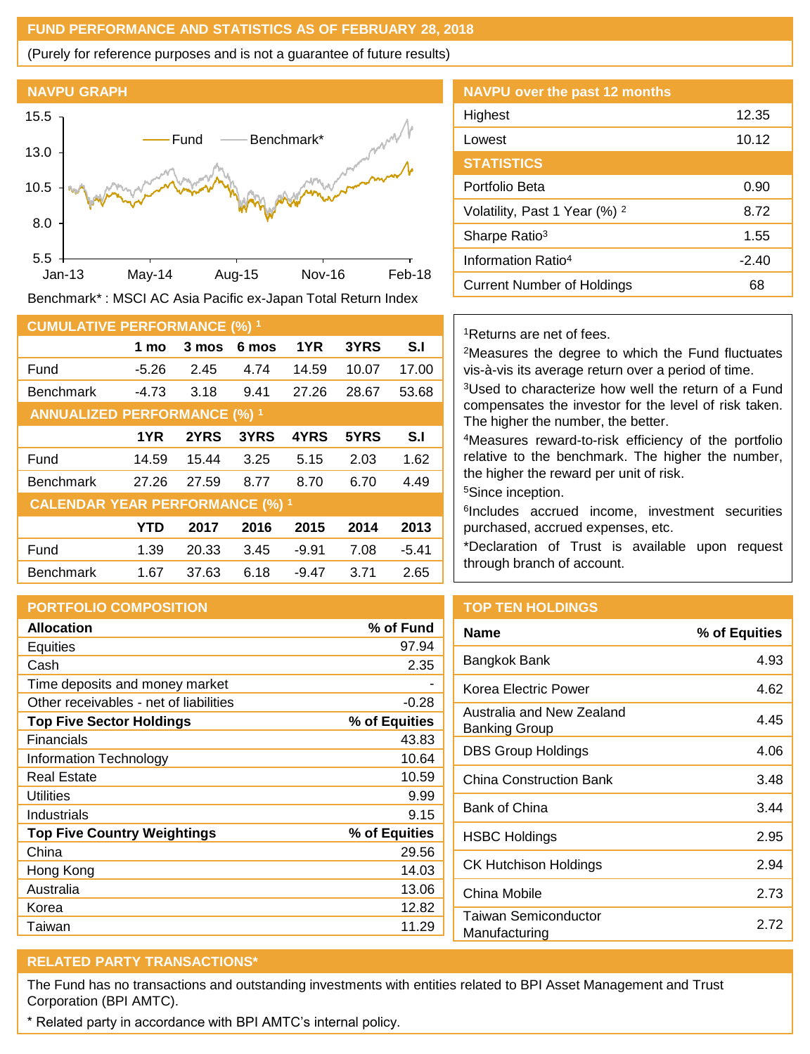## FUND PERFORMANCE AND STATISTICS AS OF FEBRUARY 28, 2018

(Purely for reference purposes and is not a guarantee of future results)

### NAVPU GRAPH

Benchmark* : MSCI AC Asia Pacific ex-Japan Total Return Index

### NAVPU over the past 12 months

| | |
|---|---|
| Highest | 12.35 |
| Lowest | 10.12 |

### STATISTICS

| | |
|---|---|
| Portfolio Beta | 0.90 |
| Volatility, Past 1 Year (%) [2] | 8.72 |
| Sharpe Ratio[3] | 1.55 |
| Information Ratio[4] | -2.40 |
| Current Number of Holdings | 68 |

### CUMULATIVE PERFORMANCE (%) [1]

| | 1 mo | 3 mos | 6 mos | 1YR | 3YRS | S.I |
|---|---|---|---|---|---|---|
| Fund | -5.26 | 2.45 | 4.74 | 14.59 | 10.07 | 17.00 |
| Benchmark | -4.73 | 3.18 | 9.41 | 27.26 | 28.67 | 53.68 |

### ANNUALIZED PERFORMANCE (%) [1]

| | 1YR | 2YRS | 3YRS | 4YRS | 5YRS | S.I |
|---|---|---|---|---|---|---|
| Fund | 14.59 | 15.44 | 3.25 | 5.15 | 2.03 | 1.62 |
| Benchmark | 27.26 | 27.59 | 8.77 | 8.70 | 6.70 | 4.49 |

### CALENDAR YEAR PERFORMANCE (%) [1]

| | YTD | 2017 | 2016 | 2015 | 2014 | 2013 |
|---|---|---|---|---|---|---|
| Fund | 1.39 | 20.33 | 3.45 | -9.91 | 7.08 | -5.41 |
| Benchmark | 1.67 | 37.63 | 6.18 | -9.47 | 3.71 | 2.65 |

[1]Returns are net of fees.

[2]Measures the degree to which the Fund fluctuates vis-à-vis its average return over a period of time.

[3]Used to characterize how well the return of a Fund compensates the investor for the level of risk taken. The higher the number, the better.

[4]Measures reward-to-risk efficiency of the portfolio relative to the benchmark. The higher the number, the higher the reward per unit of risk.

[5]Since inception.

[6]Includes accrued income, investment securities purchased, accrued expenses, etc.

*Declaration of Trust is available upon request through branch of account.

### PORTFOLIO COMPOSITION

| Allocation | % of Fund |
|---|---|
| Equities | 97.94 |
| Cash | 2.35 |
| Time deposits and money market | - |
| Other receivables - net of liabilities | -0.28 |
| **Top Five Sector Holdings** | **% of Equities** |
| Financials | 43.83 |
| Information Technology | 10.64 |
| Real Estate | 10.59 |
| Utilities | 9.99 |
| Industrials | 9.15 |
| **Top Five Country Weightings** | **% of Equities** |
| China | 29.56 |
| Hong Kong | 14.03 |
| Australia | 13.06 |
| Korea | 12.82 |
| Taiwan | 11.29 |

### TOP TEN HOLDINGS

| Name | % of Equities |
|---|---|
| Bangkok Bank | 4.93 |
| Korea Electric Power | 4.62 |
| Australia and New Zealand Banking Group | 4.45 |
| DBS Group Holdings | 4.06 |
| China Construction Bank | 3.48 |
| Bank of China | 3.44 |
| HSBC Holdings | 2.95 |
| CK Hutchison Holdings | 2.94 |
| China Mobile | 2.73 |
| Taiwan Semiconductor Manufacturing | 2.72 |

### RELATED PARTY TRANSACTIONS*

The Fund has no transactions and outstanding investments with entities related to BPI Asset Management and Trust Corporation (BPI AMTC).

* Related party in accordance with BPI AMTC's internal policy.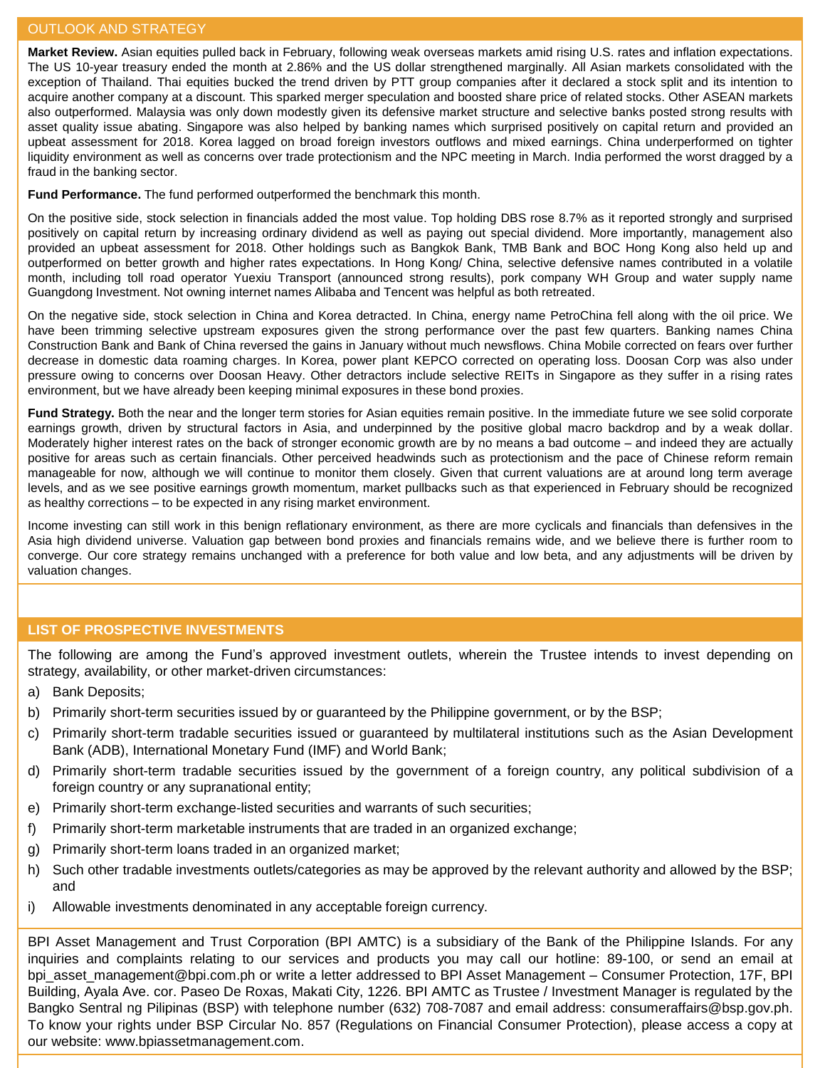## OUTLOOK AND STRATEGY

**Market Review.** Asian equities pulled back in February, following weak overseas markets amid rising U.S. rates and inflation expectations. The US 10-year treasury ended the month at 2.86% and the US dollar strengthened marginally. All Asian markets consolidated with the exception of Thailand. Thai equities bucked the trend driven by PTT group companies after it declared a stock split and its intention to acquire another company at a discount. This sparked merger speculation and boosted share price of related stocks. Other ASEAN markets also outperformed. Malaysia was only down modestly given its defensive market structure and selective banks posted strong results with asset quality issue abating. Singapore was also helped by banking names which surprised positively on capital return and provided an upbeat assessment for 2018. Korea lagged on broad foreign investors outflows and mixed earnings. China underperformed on tighter liquidity environment as well as concerns over trade protectionism and the NPC meeting in March. India performed the worst dragged by a fraud in the banking sector.

**Fund Performance.** The fund performed outperformed the benchmark this month.

On the positive side, stock selection in financials added the most value. Top holding DBS rose 8.7% as it reported strongly and surprised positively on capital return by increasing ordinary dividend as well as paying out special dividend. More importantly, management also provided an upbeat assessment for 2018. Other holdings such as Bangkok Bank, TMB Bank and BOC Hong Kong also held up and outperformed on better growth and higher rates expectations. In Hong Kong/ China, selective defensive names contributed in a volatile month, including toll road operator Yuexiu Transport (announced strong results), pork company WH Group and water supply name Guangdong Investment. Not owning internet names Alibaba and Tencent was helpful as both retreated.

On the negative side, stock selection in China and Korea detracted. In China, energy name PetroChina fell along with the oil price. We have been trimming selective upstream exposures given the strong performance over the past few quarters. Banking names China Construction Bank and Bank of China reversed the gains in January without much newsflows. China Mobile corrected on fears over further decrease in domestic data roaming charges. In Korea, power plant KEPCO corrected on operating loss. Doosan Corp was also under pressure owing to concerns over Doosan Heavy. Other detractors include selective REITs in Singapore as they suffer in a rising rates environment, but we have already been keeping minimal exposures in these bond proxies.

**Fund Strategy.** Both the near and the longer term stories for Asian equities remain positive. In the immediate future we see solid corporate earnings growth, driven by structural factors in Asia, and underpinned by the positive global macro backdrop and by a weak dollar. Moderately higher interest rates on the back of stronger economic growth are by no means a bad outcome – and indeed they are actually positive for areas such as certain financials. Other perceived headwinds such as protectionism and the pace of Chinese reform remain manageable for now, although we will continue to monitor them closely. Given that current valuations are at around long term average levels, and as we see positive earnings growth momentum, market pullbacks such as that experienced in February should be recognized as healthy corrections – to be expected in any rising market environment.

Income investing can still work in this benign reflationary environment, as there are more cyclicals and financials than defensives in the Asia high dividend universe. Valuation gap between bond proxies and financials remains wide, and we believe there is further room to converge. Our core strategy remains unchanged with a preference for both value and low beta, and any adjustments will be driven by valuation changes.

## LIST OF PROSPECTIVE INVESTMENTS

The following are among the Fund's approved investment outlets, wherein the Trustee intends to invest depending on strategy, availability, or other market-driven circumstances:

a) Bank Deposits;
b) Primarily short-term securities issued by or guaranteed by the Philippine government, or by the BSP;
c) Primarily short-term tradable securities issued or guaranteed by multilateral institutions such as the Asian Development Bank (ADB), International Monetary Fund (IMF) and World Bank;
d) Primarily short-term tradable securities issued by the government of a foreign country, any political subdivision of a foreign country or any supranational entity;
e) Primarily short-term exchange-listed securities and warrants of such securities;
f) Primarily short-term marketable instruments that are traded in an organized exchange;
g) Primarily short-term loans traded in an organized market;
h) Such other tradable investments outlets/categories as may be approved by the relevant authority and allowed by the BSP; and
i) Allowable investments denominated in any acceptable foreign currency.

BPI Asset Management and Trust Corporation (BPI AMTC) is a subsidiary of the Bank of the Philippine Islands. For any inquiries and complaints relating to our services and products you may call our hotline: 89-100, or send an email at bpi_asset_management@bpi.com.ph or write a letter addressed to BPI Asset Management – Consumer Protection, 17F, BPI Building, Ayala Ave. cor. Paseo De Roxas, Makati City, 1226. BPI AMTC as Trustee / Investment Manager is regulated by the Bangko Sentral ng Pilipinas (BSP) with telephone number (632) 708-7087 and email address: consumeraffairs@bsp.gov.ph. To know your rights under BSP Circular No. 857 (Regulations on Financial Consumer Protection), please access a copy at our website: www.bpiassetmanagement.com.